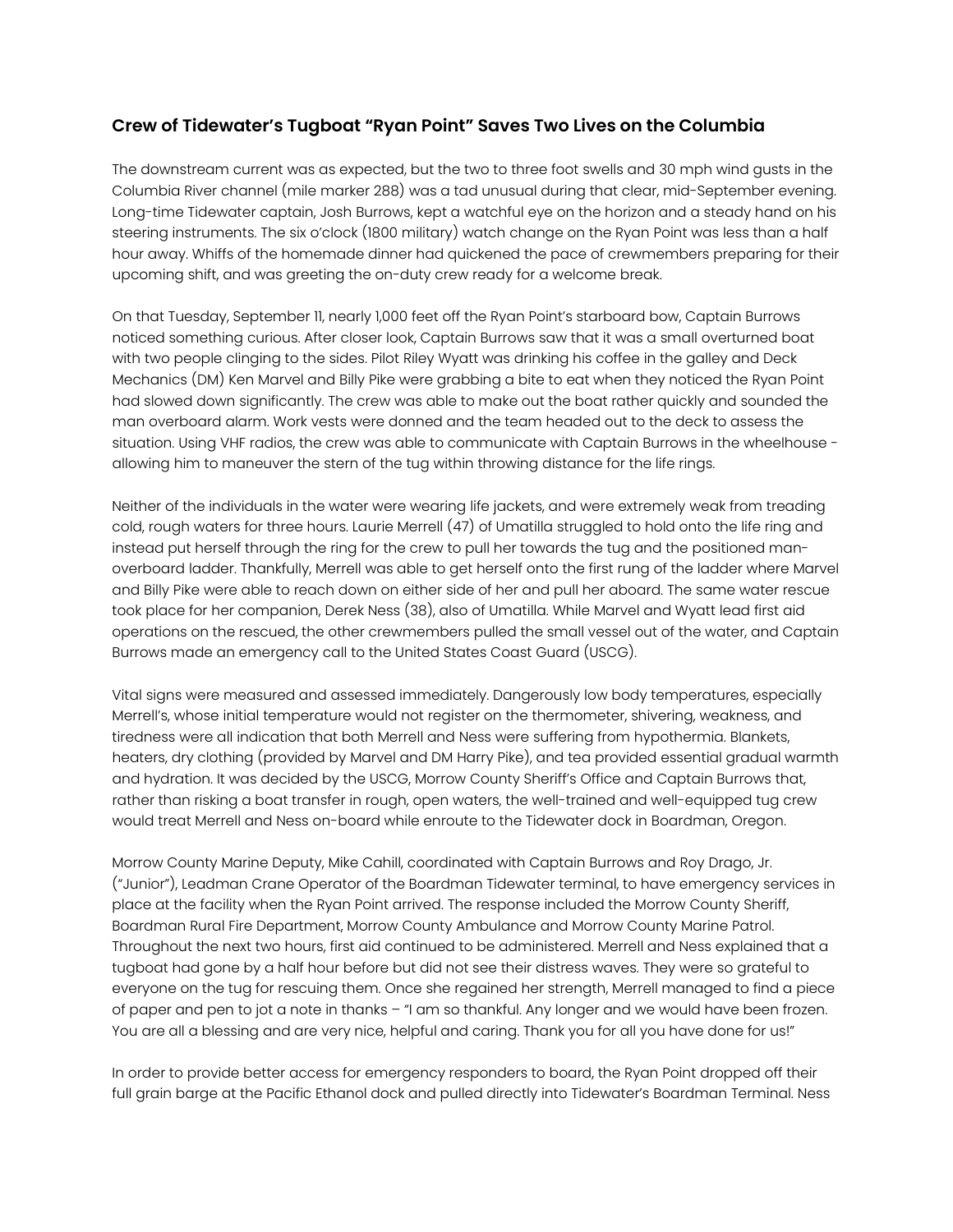## Crew of Tidewater's Tugboat "Ryan Point" Saves Two Lives on the Columbia

The downstream current was as expected, but the two to three foot swells and 30 mph wind gusts in the Columbia River channel (mile marker 288) was a tad unusual during that clear, mid-September evening. Long-time Tidewater captain, Josh Burrows, kept a watchful eye on the horizon and a steady hand on his steering instruments. The six o'clock (1800 military) watch change on the Ryan Point was less than a half hour away. Whiffs of the homemade dinner had quickened the pace of crewmembers preparing for their upcoming shift, and was greeting the on-duty crew ready for a welcome break.

On that Tuesday, September 11, nearly 1,000 feet off the Ryan Point's starboard bow, Captain Burrows noticed something curious. After closer look, Captain Burrows saw that it was a small overturned boat with two people clinging to the sides. Pilot Riley Wyatt was drinking his coffee in the galley and Deck Mechanics (DM) Ken Marvel and Billy Pike were grabbing a bite to eat when they noticed the Ryan Point had slowed down significantly. The crew was able to make out the boat rather quickly and sounded the man overboard alarm. Work vests were donned and the team headed out to the deck to assess the situation. Using VHF radios, the crew was able to communicate with Captain Burrows in the wheelhouse - allowing him to maneuver the stern of the tug within throwing distance for the life rings.

Neither of the individuals in the water were wearing life jackets, and were extremely weak from treading cold, rough waters for three hours. Laurie Merrell (47) of Umatilla struggled to hold onto the life ring and instead put herself through the ring for the crew to pull her towards the tug and the positioned man-overboard ladder. Thankfully, Merrell was able to get herself onto the first rung of the ladder where Marvel and Billy Pike were able to reach down on either side of her and pull her aboard. The same water rescue took place for her companion, Derek Ness (38), also of Umatilla. While Marvel and Wyatt lead first aid operations on the rescued, the other crewmembers pulled the small vessel out of the water, and Captain Burrows made an emergency call to the United States Coast Guard (USCG).

Vital signs were measured and assessed immediately. Dangerously low body temperatures, especially Merrell's, whose initial temperature would not register on the thermometer, shivering, weakness, and tiredness were all indication that both Merrell and Ness were suffering from hypothermia. Blankets, heaters, dry clothing (provided by Marvel and DM Harry Pike), and tea provided essential gradual warmth and hydration. It was decided by the USCG, Morrow County Sheriff's Office and Captain Burrows that, rather than risking a boat transfer in rough, open waters, the well-trained and well-equipped tug crew would treat Merrell and Ness on-board while enroute to the Tidewater dock in Boardman, Oregon.

Morrow County Marine Deputy, Mike Cahill, coordinated with Captain Burrows and Roy Drago, Jr. ("Junior"), Leadman Crane Operator of the Boardman Tidewater terminal, to have emergency services in place at the facility when the Ryan Point arrived. The response included the Morrow County Sheriff, Boardman Rural Fire Department, Morrow County Ambulance and Morrow County Marine Patrol. Throughout the next two hours, first aid continued to be administered. Merrell and Ness explained that a tugboat had gone by a half hour before but did not see their distress waves. They were so grateful to everyone on the tug for rescuing them. Once she regained her strength, Merrell managed to find a piece of paper and pen to jot a note in thanks – "I am so thankful. Any longer and we would have been frozen. You are all a blessing and are very nice, helpful and caring. Thank you for all you have done for us!"

In order to provide better access for emergency responders to board, the Ryan Point dropped off their full grain barge at the Pacific Ethanol dock and pulled directly into Tidewater's Boardman Terminal. Ness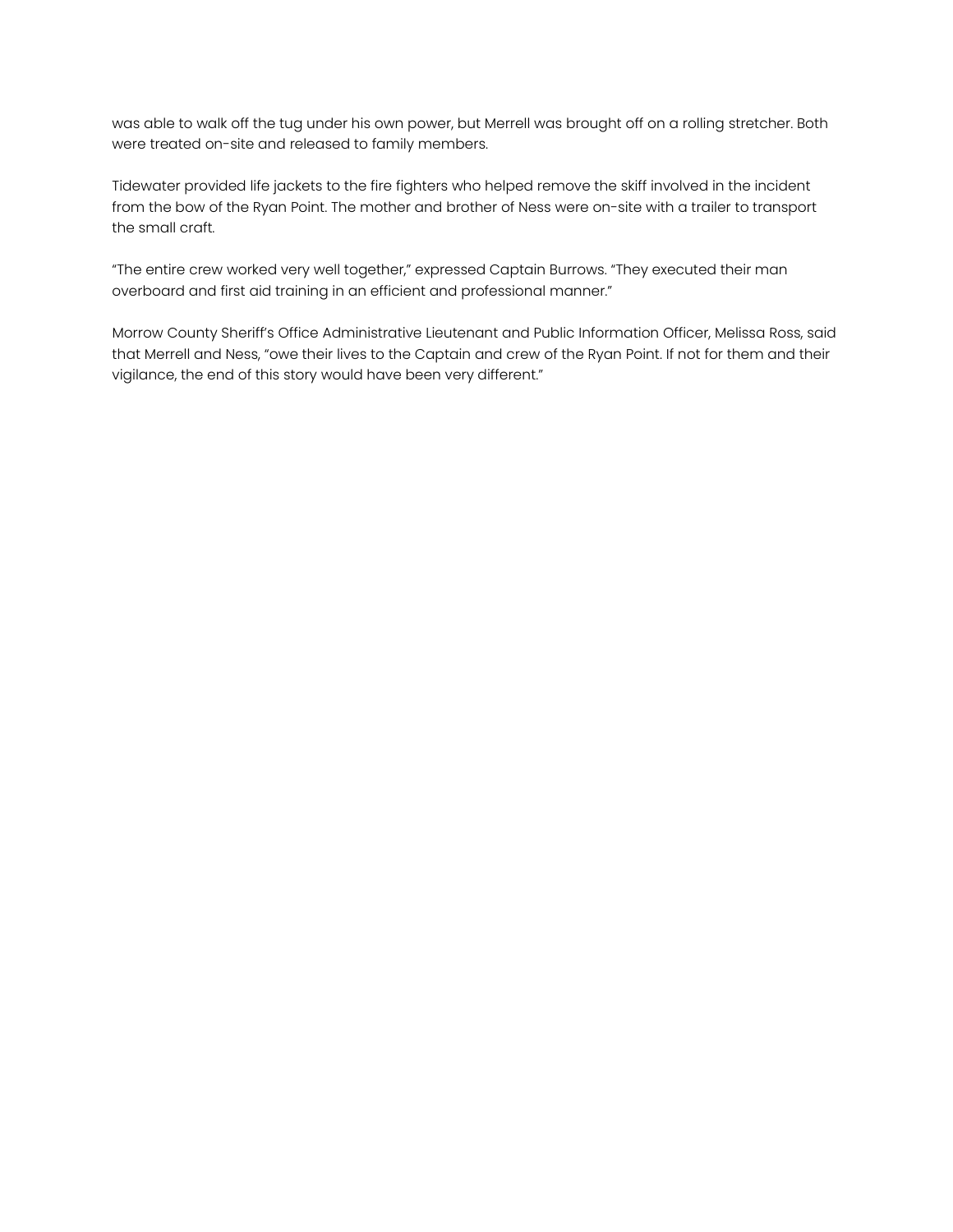was able to walk off the tug under his own power, but Merrell was brought off on a rolling stretcher. Both were treated on-site and released to family members.

Tidewater provided life jackets to the fire fighters who helped remove the skiff involved in the incident from the bow of the Ryan Point. The mother and brother of Ness were on-site with a trailer to transport the small craft.

"The entire crew worked very well together," expressed Captain Burrows. "They executed their man overboard and first aid training in an efficient and professional manner."

Morrow County Sheriff's Office Administrative Lieutenant and Public Information Officer, Melissa Ross, said that Merrell and Ness, "owe their lives to the Captain and crew of the Ryan Point. If not for them and their vigilance, the end of this story would have been very different."